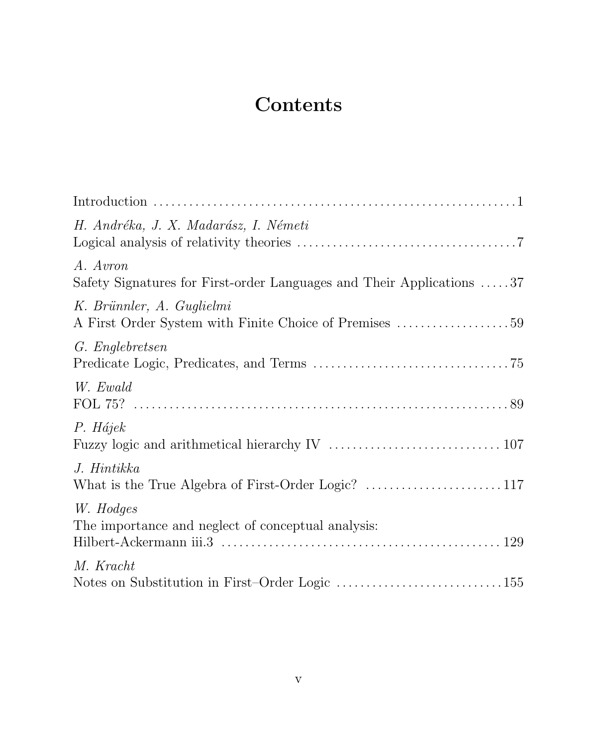# Contents

Introduction ........................................................... 1

*H. Andréka, J. X. Madarász, I. Németi*
Logical analysis of relativity theories .................................. 7

*A. Avron*
Safety Signatures for First-order Languages and Their Applications ..... 37

*K. Brünnler, A. Guglielmi*
A First Order System with Finite Choice of Premises ................... 59

*G. Englebretsen*
Predicate Logic, Predicates, and Terms ................................. 75

*W. Ewald*
FOL 75? .................................................................... 89

*P. Hájek*
Fuzzy logic and arithmetical hierarchy IV ............................. 107

*J. Hintikka*
What is the True Algebra of First-Order Logic? ........................ 117

*W. Hodges*
The importance and neglect of conceptual analysis:
Hilbert-Ackermann iii.3 ................................................. 129

*M. Kracht*
Notes on Substitution in First–Order Logic ............................. 155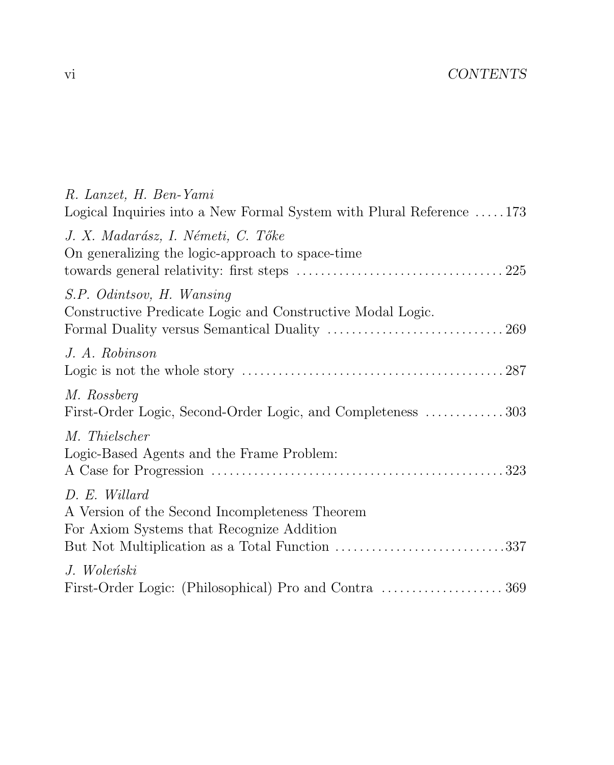*R. Lanzet, H. Ben-Yami*
Logical Inquiries into a New Formal System with Plural Reference ..... 173

*J. X. Madarász, I. Németi, C. Tőke*
On generalizing the logic-approach to space-time
towards general relativity: first steps ..... 225

*S.P. Odintsov, H. Wansing*
Constructive Predicate Logic and Constructive Modal Logic.
Formal Duality versus Semantical Duality ..... 269

*J. A. Robinson*
Logic is not the whole story ..... 287

*M. Rossberg*
First-Order Logic, Second-Order Logic, and Completeness ..... 303

*M. Thielscher*
Logic-Based Agents and the Frame Problem:
A Case for Progression ..... 323

*D. E. Willard*
A Version of the Second Incompleteness Theorem
For Axiom Systems that Recognize Addition
But Not Multiplication as a Total Function ..... 337

*J. Woleński*
First-Order Logic: (Philosophical) Pro and Contra ..... 369